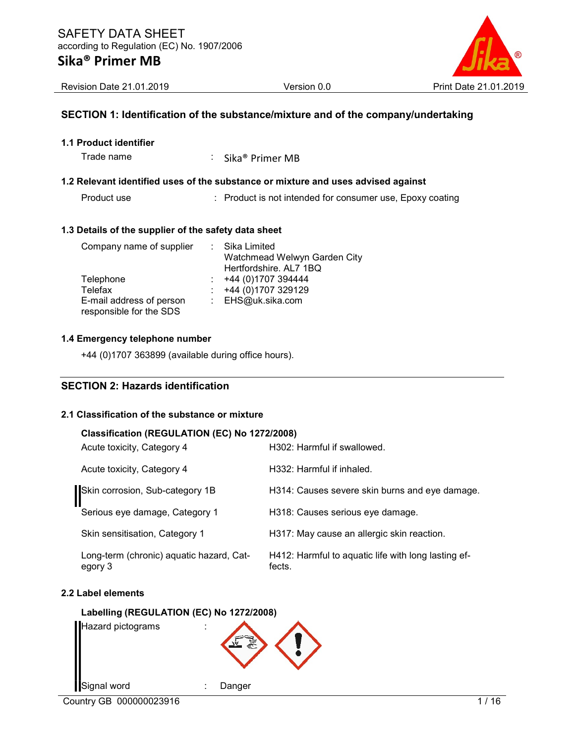SAFETY DATA SHEET
according to Regulation (EC) No. 1907/2006

# Sika® Primer MB

Revision Date 21.01.2019 | Version 0.0 | Print Date 21.01.2019

## SECTION 1: Identification of the substance/mixture and of the company/undertaking

### 1.1 Product identifier

Trade name : Sika® Primer MB

### 1.2 Relevant identified uses of the substance or mixture and uses advised against

Product use : Product is not intended for consumer use, Epoxy coating

### 1.3 Details of the supplier of the safety data sheet

Company name of supplier : Sika Limited
Watchmead Welwyn Garden City
Hertfordshire. AL7 1BQ

Telephone : +44 (0)1707 394444

Telefax : +44 (0)1707 329129

E-mail address of person responsible for the SDS : EHS@uk.sika.com

### 1.4 Emergency telephone number

+44 (0)1707 363899 (available during office hours).

## SECTION 2: Hazards identification

### 2.1 Classification of the substance or mixture

**Classification (REGULATION (EC) No 1272/2008)**

| Classification | Hazard statement |
|---|---|
| Acute toxicity, Category 4 | H302: Harmful if swallowed. |
| Acute toxicity, Category 4 | H332: Harmful if inhaled. |
| Skin corrosion, Sub-category 1B | H314: Causes severe skin burns and eye damage. |
| Serious eye damage, Category 1 | H318: Causes serious eye damage. |
| Skin sensitisation, Category 1 | H317: May cause an allergic skin reaction. |
| Long-term (chronic) aquatic hazard, Category 3 | H412: Harmful to aquatic life with long lasting effects. |

### 2.2 Label elements

**Labelling (REGULATION (EC) No 1272/2008)**

Hazard pictograms :

Signal word : Danger

Country GB 000000023916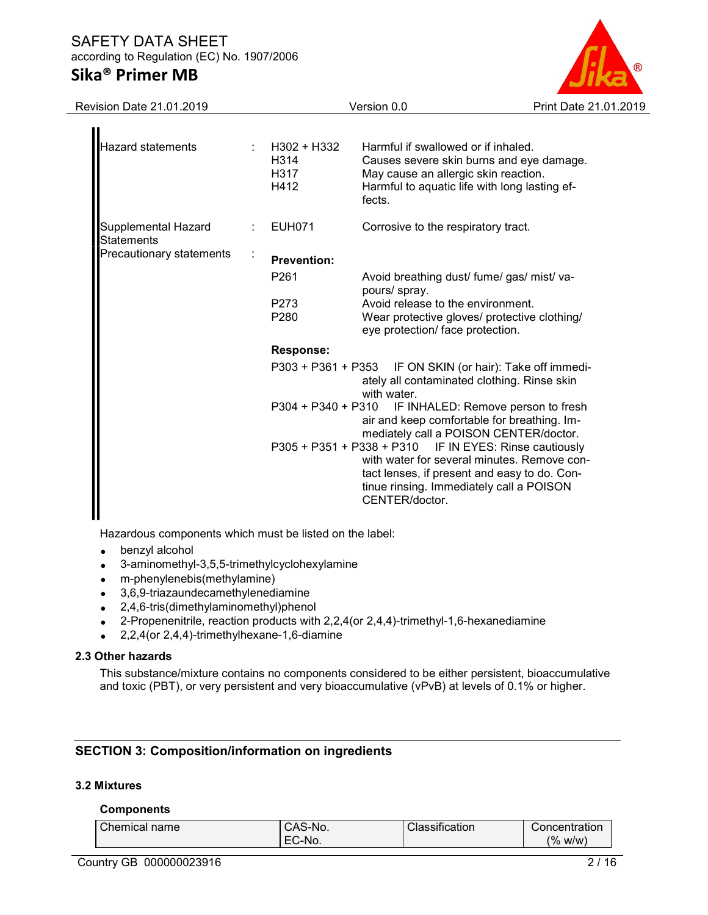| | | | |
|---|---|---|---|
| Hazard statements | : | H302 + H332 | Harmful if swallowed or if inhaled. |
| | | H314 | Causes severe skin burns and eye damage. |
| | | H317 | May cause an allergic skin reaction. |
| | | H412 | Harmful to aquatic life with long lasting effects. |
| Supplemental Hazard Statements | : | EUH071 | Corrosive to the respiratory tract. |
| Precautionary statements | : | **Prevention:** | |
| | | P261 | Avoid breathing dust/ fume/ gas/ mist/ vapours/ spray. |
| | | P273 | Avoid release to the environment. |
| | | P280 | Wear protective gloves/ protective clothing/ eye protection/ face protection. |
| | | **Response:** | |
| | | P303 + P361 + P353 | IF ON SKIN (or hair): Take off immediately all contaminated clothing. Rinse skin with water. |
| | | P304 + P340 + P310 | IF INHALED: Remove person to fresh air and keep comfortable for breathing. Immediately call a POISON CENTER/doctor. |
| | | P305 + P351 + P338 + P310 | IF IN EYES: Rinse cautiously with water for several minutes. Remove contact lenses, if present and easy to do. Continue rinsing. Immediately call a POISON CENTER/doctor. |

Hazardous components which must be listed on the label:

- benzyl alcohol
- 3-aminomethyl-3,5,5-trimethylcyclohexylamine
- m-phenylenebis(methylamine)
- 3,6,9-triazaundecamethylenediamine
- 2,4,6-tris(dimethylaminomethyl)phenol
- 2-Propenenitrile, reaction products with 2,2,4(or 2,4,4)-trimethyl-1,6-hexanediamine
- 2,2,4(or 2,4,4)-trimethylhexane-1,6-diamine

### 2.3 Other hazards

This substance/mixture contains no components considered to be either persistent, bioaccumulative and toxic (PBT), or very persistent and very bioaccumulative (vPvB) at levels of 0.1% or higher.

## SECTION 3: Composition/information on ingredients

### 3.2 Mixtures

**Components**

| Chemical name | CAS-No.<br>EC-No. | Classification | Concentration<br>(% w/w) |
|---|---|---|---|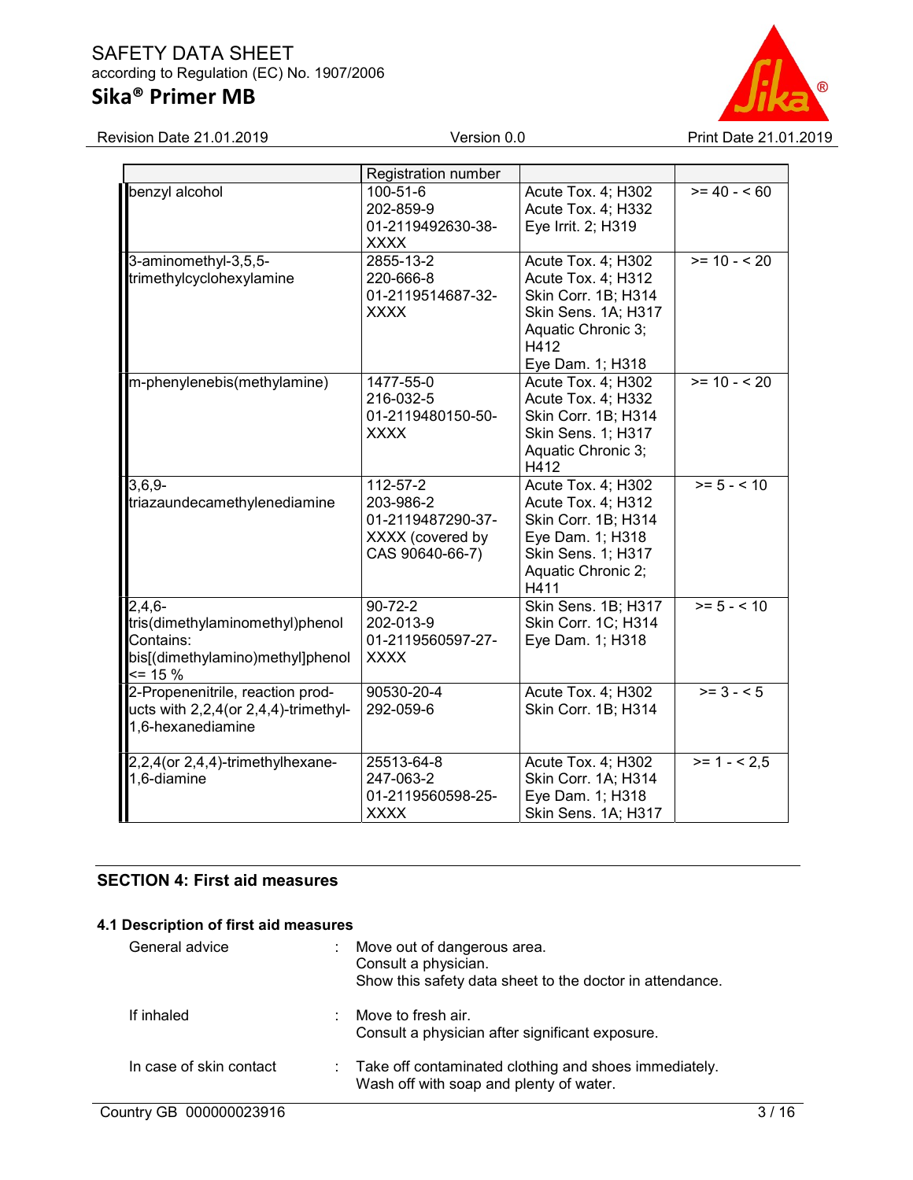| | Registration number | | |
|---|---|---|---|
| benzyl alcohol | 100-51-6<br>202-859-9<br>01-2119492630-38-XXXX | Acute Tox. 4; H302<br>Acute Tox. 4; H332<br>Eye Irrit. 2; H319 | >= 40 - < 60 |
| 3-aminomethyl-3,5,5-trimethylcyclohexylamine | 2855-13-2<br>220-666-8<br>01-2119514687-32-XXXX | Acute Tox. 4; H302<br>Acute Tox. 4; H312<br>Skin Corr. 1B; H314<br>Skin Sens. 1A; H317<br>Aquatic Chronic 3; H412<br>Eye Dam. 1; H318 | >= 10 - < 20 |
| m-phenylenebis(methylamine) | 1477-55-0<br>216-032-5<br>01-2119480150-50-XXXX | Acute Tox. 4; H302<br>Acute Tox. 4; H332<br>Skin Corr. 1B; H314<br>Skin Sens. 1; H317<br>Aquatic Chronic 3; H412 | >= 10 - < 20 |
| 3,6,9-triazaundecamethylenediamine | 112-57-2<br>203-986-2<br>01-2119487290-37-XXXX (covered by CAS 90640-66-7) | Acute Tox. 4; H302<br>Acute Tox. 4; H312<br>Skin Corr. 1B; H314<br>Eye Dam. 1; H318<br>Skin Sens. 1; H317<br>Aquatic Chronic 2; H411 | >= 5 - < 10 |
| 2,4,6-tris(dimethylaminomethyl)phenol<br>Contains:<br>bis[(dimethylamino)methyl]phenol <= 15 % | 90-72-2<br>202-013-9<br>01-2119560597-27-XXXX | Skin Sens. 1B; H317<br>Skin Corr. 1C; H314<br>Eye Dam. 1; H318 | >= 5 - < 10 |
| 2-Propenenitrile, reaction products with 2,2,4(or 2,4,4)-trimethyl-1,6-hexanediamine | 90530-20-4<br>292-059-6 | Acute Tox. 4; H302<br>Skin Corr. 1B; H314 | >= 3 - < 5 |
| 2,2,4(or 2,4,4)-trimethylhexane-1,6-diamine | 25513-64-8<br>247-063-2<br>01-2119560598-25-XXXX | Acute Tox. 4; H302<br>Skin Corr. 1A; H314<br>Eye Dam. 1; H318<br>Skin Sens. 1A; H317 | >= 1 - < 2,5 |

## SECTION 4: First aid measures

### 4.1 Description of first aid measures

General advice : Move out of dangerous area.
Consult a physician.
Show this safety data sheet to the doctor in attendance.

If inhaled : Move to fresh air.
Consult a physician after significant exposure.

In case of skin contact : Take off contaminated clothing and shoes immediately.
Wash off with soap and plenty of water.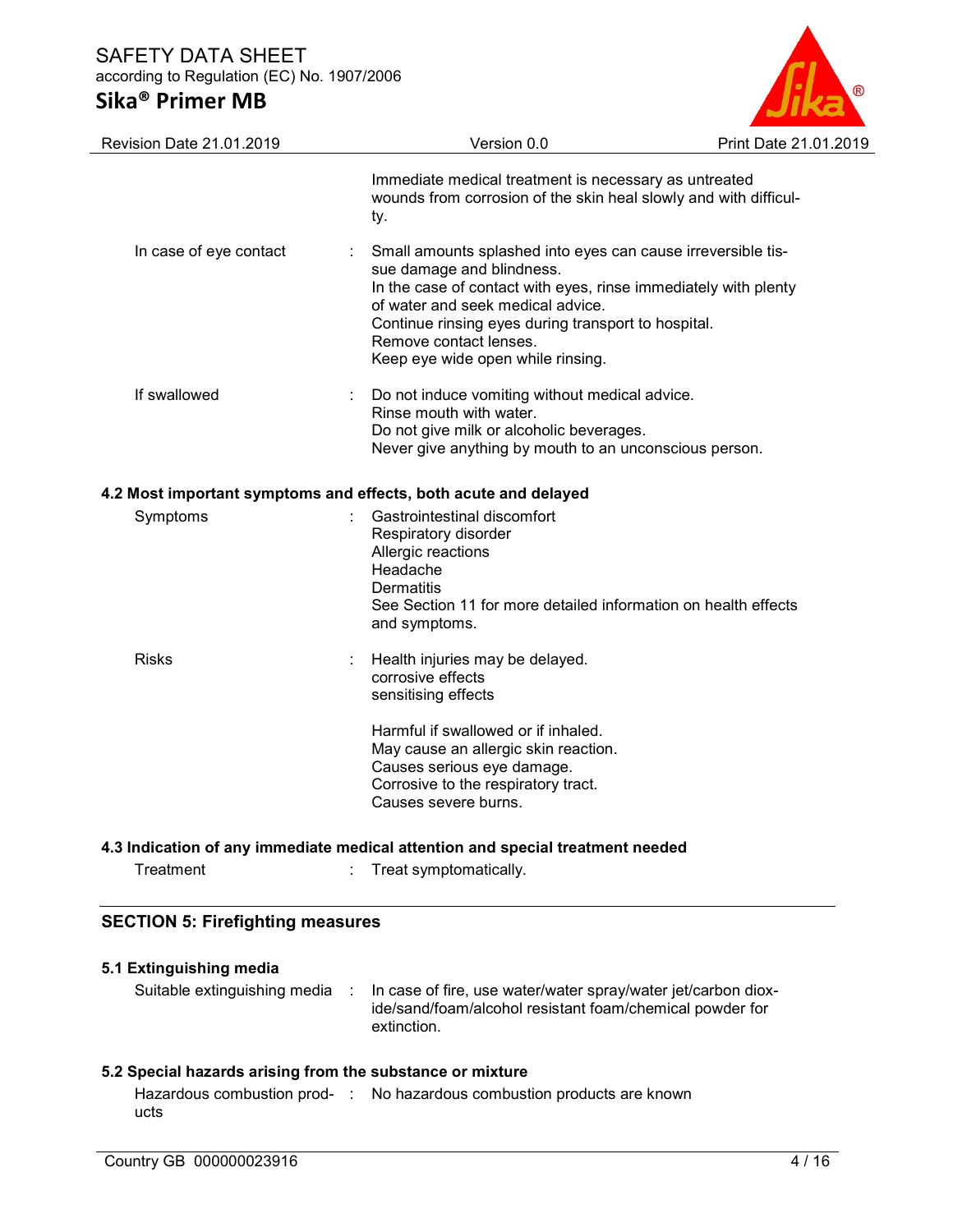Immediate medical treatment is necessary as untreated wounds from corrosion of the skin heal slowly and with difficulty.

| | | |
|---|---|---|
| In case of eye contact | : | Small amounts splashed into eyes can cause irreversible tissue damage and blindness.<br>In the case of contact with eyes, rinse immediately with plenty of water and seek medical advice.<br>Continue rinsing eyes during transport to hospital.<br>Remove contact lenses.<br>Keep eye wide open while rinsing. |
| If swallowed | : | Do not induce vomiting without medical advice.<br>Rinse mouth with water.<br>Do not give milk or alcoholic beverages.<br>Never give anything by mouth to an unconscious person. |

### 4.2 Most important symptoms and effects, both acute and delayed

| | | |
|---|---|---|
| Symptoms | : | Gastrointestinal discomfort<br>Respiratory disorder<br>Allergic reactions<br>Headache<br>Dermatitis<br>See Section 11 for more detailed information on health effects and symptoms. |
| Risks | : | Health injuries may be delayed.<br>corrosive effects<br>sensitising effects<br><br>Harmful if swallowed or if inhaled.<br>May cause an allergic skin reaction.<br>Causes serious eye damage.<br>Corrosive to the respiratory tract.<br>Causes severe burns. |

### 4.3 Indication of any immediate medical attention and special treatment needed

| | | |
|---|---|---|
| Treatment | : | Treat symptomatically. |

## SECTION 5: Firefighting measures

### 5.1 Extinguishing media

| | | |
|---|---|---|
| Suitable extinguishing media | : | In case of fire, use water/water spray/water jet/carbon dioxide/sand/foam/alcohol resistant foam/chemical powder for extinction. |

### 5.2 Special hazards arising from the substance or mixture

| | | |
|---|---|---|
| Hazardous combustion products | : | No hazardous combustion products are known |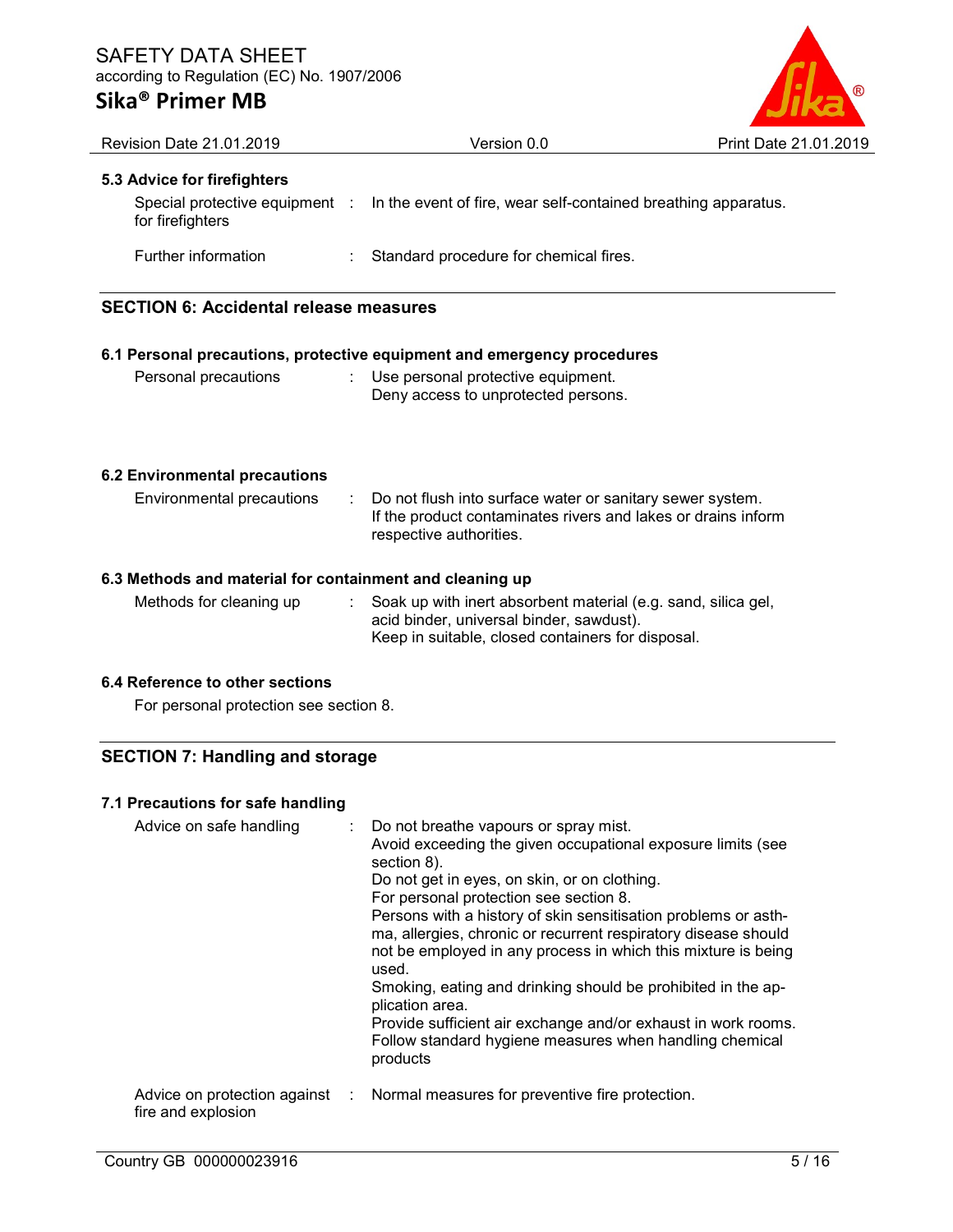### 5.3 Advice for firefighters

| | |
|---|---|
| Special protective equipment for firefighters | : In the event of fire, wear self-contained breathing apparatus. |
| Further information | : Standard procedure for chemical fires. |

## SECTION 6: Accidental release measures

### 6.1 Personal precautions, protective equipment and emergency procedures

| | |
|---|---|
| Personal precautions | : Use personal protective equipment.<br>Deny access to unprotected persons. |

### 6.2 Environmental precautions

| | |
|---|---|
| Environmental precautions | : Do not flush into surface water or sanitary sewer system.<br>If the product contaminates rivers and lakes or drains inform respective authorities. |

### 6.3 Methods and material for containment and cleaning up

| | |
|---|---|
| Methods for cleaning up | : Soak up with inert absorbent material (e.g. sand, silica gel, acid binder, universal binder, sawdust).<br>Keep in suitable, closed containers for disposal. |

### 6.4 Reference to other sections

For personal protection see section 8.

## SECTION 7: Handling and storage

### 7.1 Precautions for safe handling

| | |
|---|---|
| Advice on safe handling | : Do not breathe vapours or spray mist.<br>Avoid exceeding the given occupational exposure limits (see section 8).<br>Do not get in eyes, on skin, or on clothing.<br>For personal protection see section 8.<br>Persons with a history of skin sensitisation problems or asthma, allergies, chronic or recurrent respiratory disease should not be employed in any process in which this mixture is being used.<br>Smoking, eating and drinking should be prohibited in the application area.<br>Provide sufficient air exchange and/or exhaust in work rooms.<br>Follow standard hygiene measures when handling chemical products |
| Advice on protection against fire and explosion | : Normal measures for preventive fire protection. |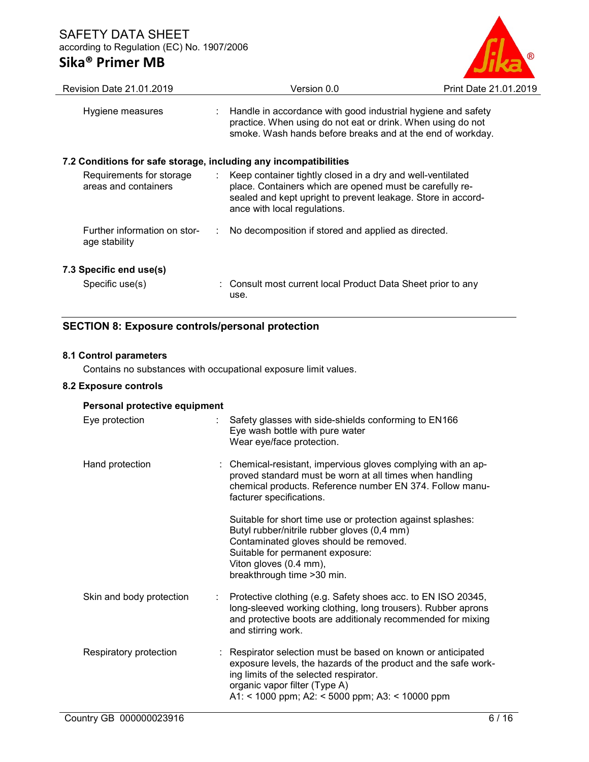Hygiene measures : Handle in accordance with good industrial hygiene and safety practice. When using do not eat or drink. When using do not smoke. Wash hands before breaks and at the end of workday.

### 7.2 Conditions for safe storage, including any incompatibilities

Requirements for storage areas and containers : Keep container tightly closed in a dry and well-ventilated place. Containers which are opened must be carefully resealed and kept upright to prevent leakage. Store in accordance with local regulations.

Further information on storage stability : No decomposition if stored and applied as directed.

### 7.3 Specific end use(s)

Specific use(s) : Consult most current local Product Data Sheet prior to any use.

## SECTION 8: Exposure controls/personal protection

### 8.1 Control parameters

Contains no substances with occupational exposure limit values.

### 8.2 Exposure controls

**Personal protective equipment**

Eye protection : Safety glasses with side-shields conforming to EN166
Eye wash bottle with pure water
Wear eye/face protection.

Hand protection : Chemical-resistant, impervious gloves complying with an approved standard must be worn at all times when handling chemical products. Reference number EN 374. Follow manufacturer specifications.

Suitable for short time use or protection against splashes:
Butyl rubber/nitrile rubber gloves (0,4 mm)
Contaminated gloves should be removed.
Suitable for permanent exposure:
Viton gloves (0.4 mm),
breakthrough time >30 min.

Skin and body protection : Protective clothing (e.g. Safety shoes acc. to EN ISO 20345, long-sleeved working clothing, long trousers). Rubber aprons and protective boots are additionaly recommended for mixing and stirring work.

Respiratory protection : Respirator selection must be based on known or anticipated exposure levels, the hazards of the product and the safe working limits of the selected respirator.
organic vapor filter (Type A)
A1: < 1000 ppm; A2: < 5000 ppm; A3: < 10000 ppm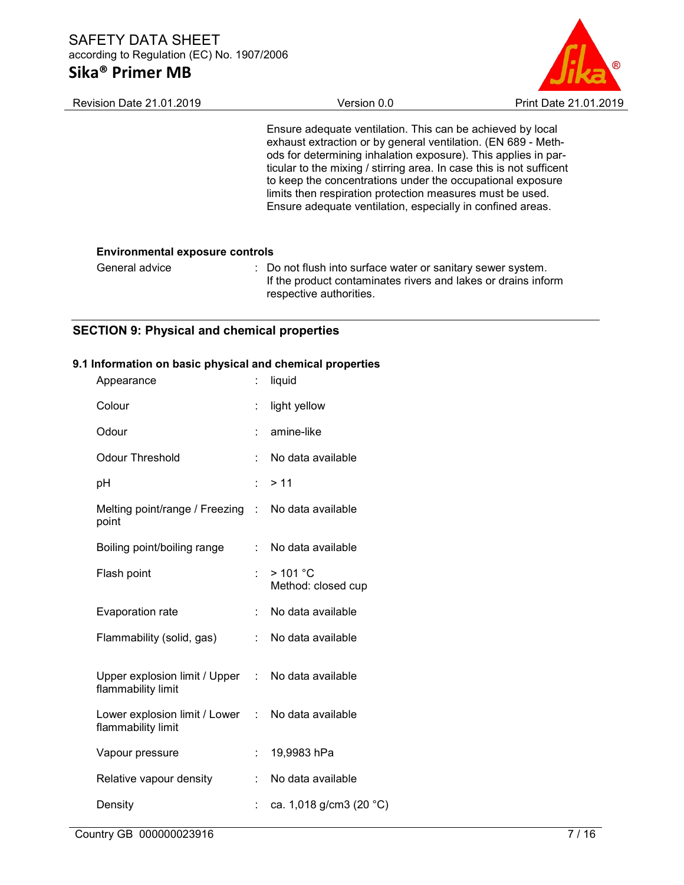Ensure adequate ventilation. This can be achieved by local exhaust extraction or by general ventilation. (EN 689 - Methods for determining inhalation exposure). This applies in particular to the mixing / stirring area. In case this is not sufficent to keep the concentrations under the occupational exposure limits then respiration protection measures must be used. Ensure adequate ventilation, especially in confined areas.

**Environmental exposure controls**

| | | |
|---|---|---|
| General advice | : | Do not flush into surface water or sanitary sewer system. If the product contaminates rivers and lakes or drains inform respective authorities. |

## SECTION 9: Physical and chemical properties

### 9.1 Information on basic physical and chemical properties

| | | |
|---|---|---|
| Appearance | : | liquid |
| Colour | : | light yellow |
| Odour | : | amine-like |
| Odour Threshold | : | No data available |
| pH | : | > 11 |
| Melting point/range / Freezing point | : | No data available |
| Boiling point/boiling range | : | No data available |
| Flash point | : | > 101 °C<br>Method: closed cup |
| Evaporation rate | : | No data available |
| Flammability (solid, gas) | : | No data available |
| Upper explosion limit / Upper flammability limit | : | No data available |
| Lower explosion limit / Lower flammability limit | : | No data available |
| Vapour pressure | : | 19,9983 hPa |
| Relative vapour density | : | No data available |
| Density | : | ca. 1,018 g/cm3 (20 °C) |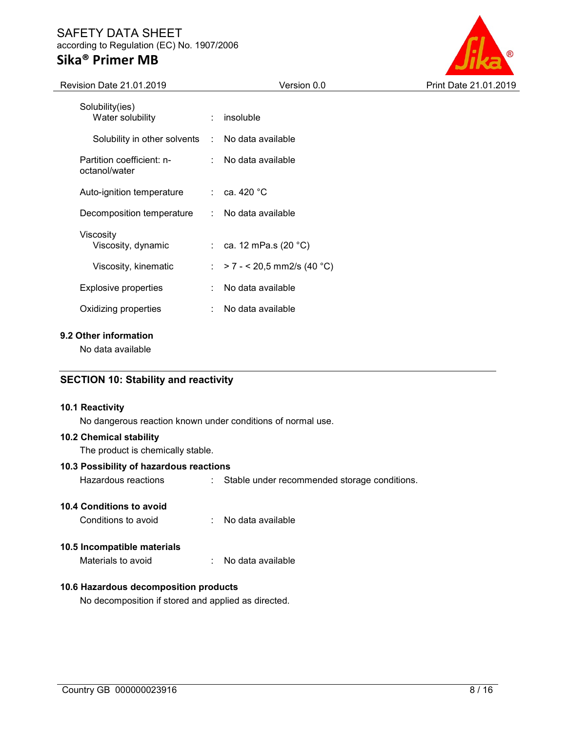Solubility(ies)

| | | |
|---|---|---|
| Water solubility | : | insoluble |
| Solubility in other solvents | : | No data available |
| Partition coefficient: n-octanol/water | : | No data available |
| Auto-ignition temperature | : | ca. 420 °C |
| Decomposition temperature | : | No data available |

Viscosity

| | | |
|---|---|---|
| Viscosity, dynamic | : | ca. 12 mPa.s (20 °C) |
| Viscosity, kinematic | : | > 7 - < 20,5 mm2/s (40 °C) |
| Explosive properties | : | No data available |
| Oxidizing properties | : | No data available |

### 9.2 Other information

No data available

## SECTION 10: Stability and reactivity

### 10.1 Reactivity

No dangerous reaction known under conditions of normal use.

### 10.2 Chemical stability

The product is chemically stable.

### 10.3 Possibility of hazardous reactions

Hazardous reactions : Stable under recommended storage conditions.

### 10.4 Conditions to avoid

Conditions to avoid : No data available

### 10.5 Incompatible materials

Materials to avoid : No data available

### 10.6 Hazardous decomposition products

No decomposition if stored and applied as directed.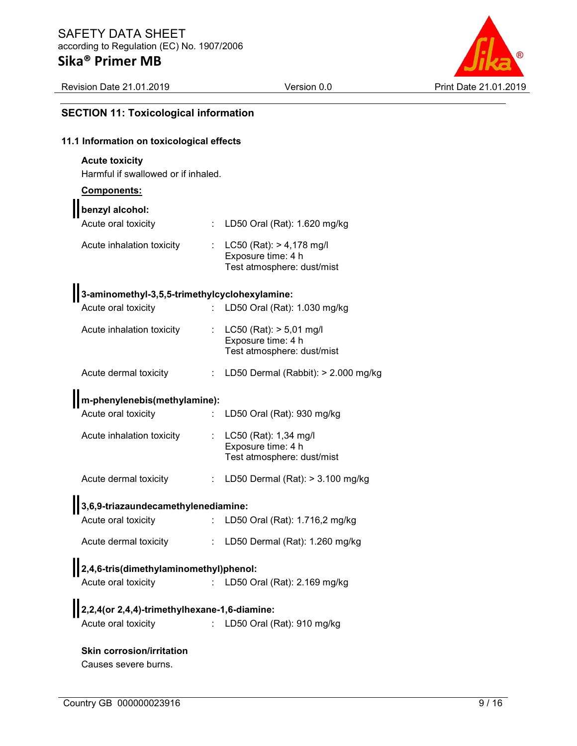## SECTION 11: Toxicological information

### 11.1 Information on toxicological effects

**Acute toxicity**

Harmful if swallowed or if inhaled.

**Components:**

**benzyl alcohol:**

| | | |
|---|---|---|
| Acute oral toxicity | : | LD50 Oral (Rat): 1.620 mg/kg |
| Acute inhalation toxicity | : | LC50 (Rat): > 4,178 mg/l<br>Exposure time: 4 h<br>Test atmosphere: dust/mist |

**3-aminomethyl-3,5,5-trimethylcyclohexylamine:**

| | | |
|---|---|---|
| Acute oral toxicity | : | LD50 Oral (Rat): 1.030 mg/kg |
| Acute inhalation toxicity | : | LC50 (Rat): > 5,01 mg/l<br>Exposure time: 4 h<br>Test atmosphere: dust/mist |
| Acute dermal toxicity | : | LD50 Dermal (Rabbit): > 2.000 mg/kg |

**m-phenylenebis(methylamine):**

| | | |
|---|---|---|
| Acute oral toxicity | : | LD50 Oral (Rat): 930 mg/kg |
| Acute inhalation toxicity | : | LC50 (Rat): 1,34 mg/l<br>Exposure time: 4 h<br>Test atmosphere: dust/mist |
| Acute dermal toxicity | : | LD50 Dermal (Rat): > 3.100 mg/kg |

**3,6,9-triazaundecamethylenediamine:**

| | | |
|---|---|---|
| Acute oral toxicity | : | LD50 Oral (Rat): 1.716,2 mg/kg |
| Acute dermal toxicity | : | LD50 Dermal (Rat): 1.260 mg/kg |

**2,4,6-tris(dimethylaminomethyl)phenol:**

| | | |
|---|---|---|
| Acute oral toxicity | : | LD50 Oral (Rat): 2.169 mg/kg |

**2,2,4(or 2,4,4)-trimethylhexane-1,6-diamine:**

| | | |
|---|---|---|
| Acute oral toxicity | : | LD50 Oral (Rat): 910 mg/kg |

**Skin corrosion/irritation**

Causes severe burns.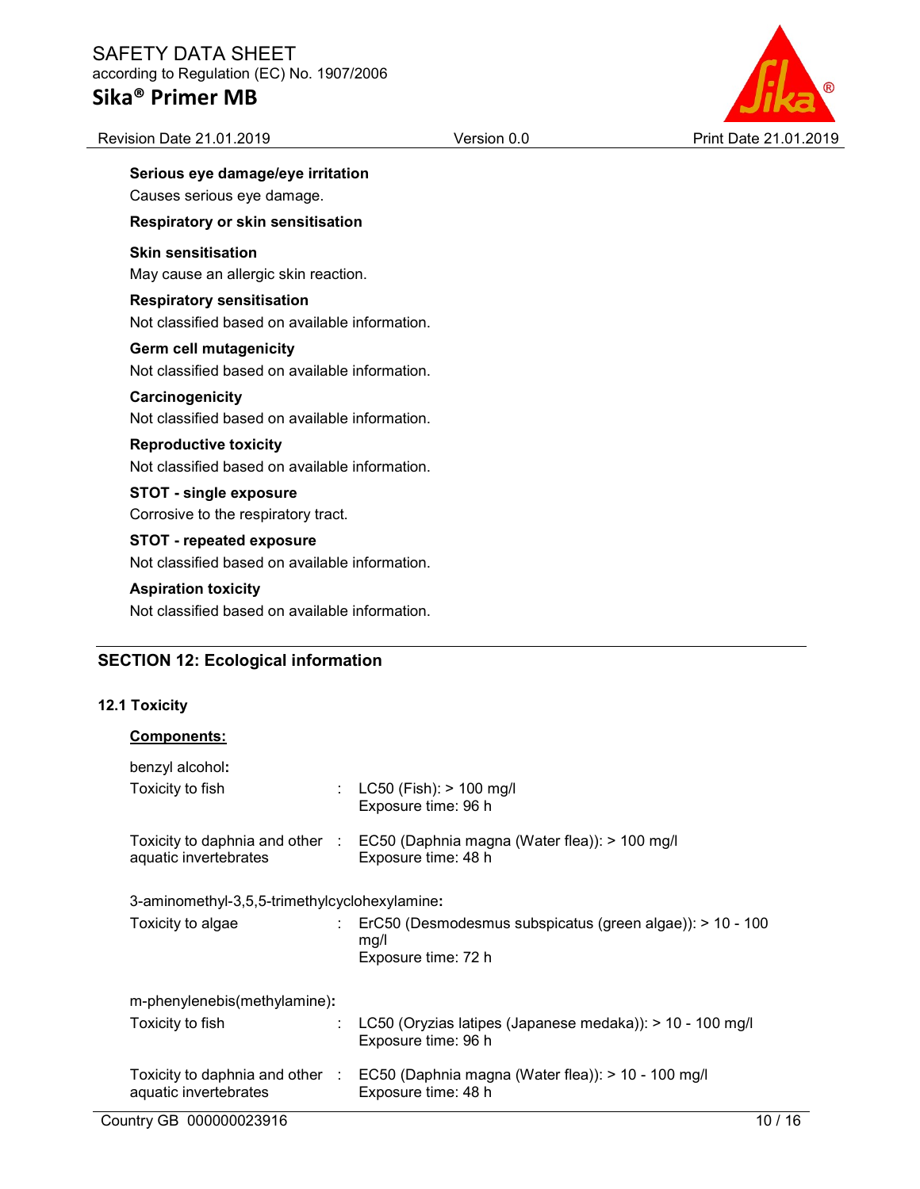**Serious eye damage/eye irritation**

Causes serious eye damage.

**Respiratory or skin sensitisation**

**Skin sensitisation**

May cause an allergic skin reaction.

**Respiratory sensitisation**

Not classified based on available information.

**Germ cell mutagenicity**

Not classified based on available information.

**Carcinogenicity**

Not classified based on available information.

**Reproductive toxicity**

Not classified based on available information.

**STOT - single exposure**

Corrosive to the respiratory tract.

**STOT - repeated exposure**

Not classified based on available information.

**Aspiration toxicity**

Not classified based on available information.

## SECTION 12: Ecological information

### 12.1 Toxicity

**Components:**

benzyl alcohol**:**

| | | |
|---|---|---|
| Toxicity to fish | : | LC50 (Fish): > 100 mg/l<br>Exposure time: 96 h |
| Toxicity to daphnia and other aquatic invertebrates | : | EC50 (Daphnia magna (Water flea)): > 100 mg/l<br>Exposure time: 48 h |

3-aminomethyl-3,5,5-trimethylcyclohexylamine**:**

| | | |
|---|---|---|
| Toxicity to algae | : | ErC50 (Desmodesmus subspicatus (green algae)): > 10 - 100 mg/l<br>Exposure time: 72 h |

m-phenylenebis(methylamine)**:**

| | | |
|---|---|---|
| Toxicity to fish | : | LC50 (Oryzias latipes (Japanese medaka)): > 10 - 100 mg/l<br>Exposure time: 96 h |
| Toxicity to daphnia and other aquatic invertebrates | : | EC50 (Daphnia magna (Water flea)): > 10 - 100 mg/l<br>Exposure time: 48 h |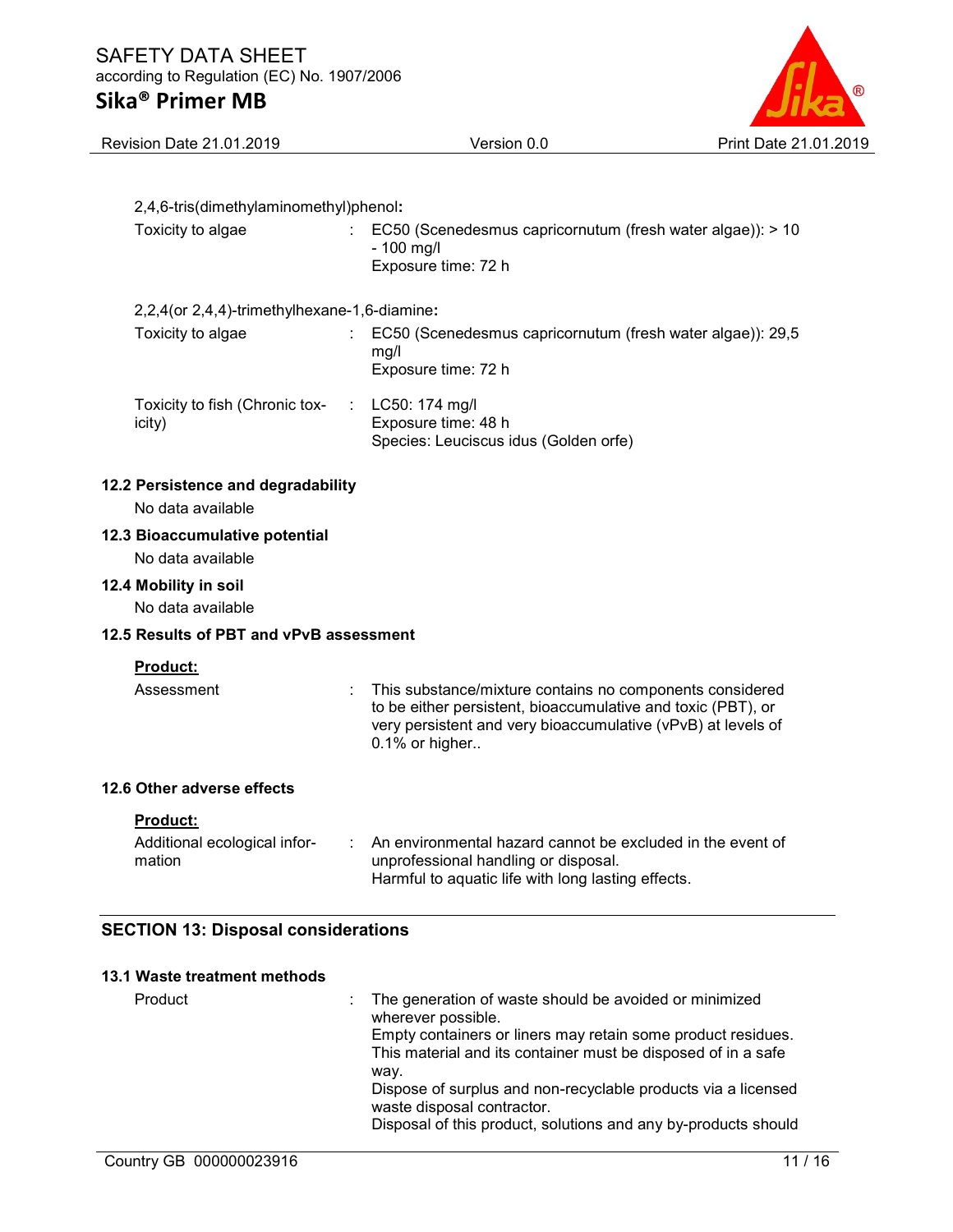2,4,6-tris(dimethylaminomethyl)phenol:

| | | |
|---|---|---|
| Toxicity to algae | : | EC50 (Scenedesmus capricornutum (fresh water algae)): > 10 - 100 mg/l<br>Exposure time: 72 h |

2,2,4(or 2,4,4)-trimethylhexane-1,6-diamine:

| | | |
|---|---|---|
| Toxicity to algae | : | EC50 (Scenedesmus capricornutum (fresh water algae)): 29,5 mg/l<br>Exposure time: 72 h |
| Toxicity to fish (Chronic toxicity) | : | LC50: 174 mg/l<br>Exposure time: 48 h<br>Species: Leuciscus idus (Golden orfe) |

### 12.2 Persistence and degradability

No data available

### 12.3 Bioaccumulative potential

No data available

### 12.4 Mobility in soil

No data available

### 12.5 Results of PBT and vPvB assessment

**Product:**

| | | |
|---|---|---|
| Assessment | : | This substance/mixture contains no components considered to be either persistent, bioaccumulative and toxic (PBT), or very persistent and very bioaccumulative (vPvB) at levels of 0.1% or higher.. |

### 12.6 Other adverse effects

**Product:**

| | | |
|---|---|---|
| Additional ecological information | : | An environmental hazard cannot be excluded in the event of unprofessional handling or disposal.<br>Harmful to aquatic life with long lasting effects. |

## SECTION 13: Disposal considerations

### 13.1 Waste treatment methods

| | | |
|---|---|---|
| Product | : | The generation of waste should be avoided or minimized wherever possible.<br>Empty containers or liners may retain some product residues.<br>This material and its container must be disposed of in a safe way.<br>Dispose of surplus and non-recyclable products via a licensed waste disposal contractor.<br>Disposal of this product, solutions and any by-products should |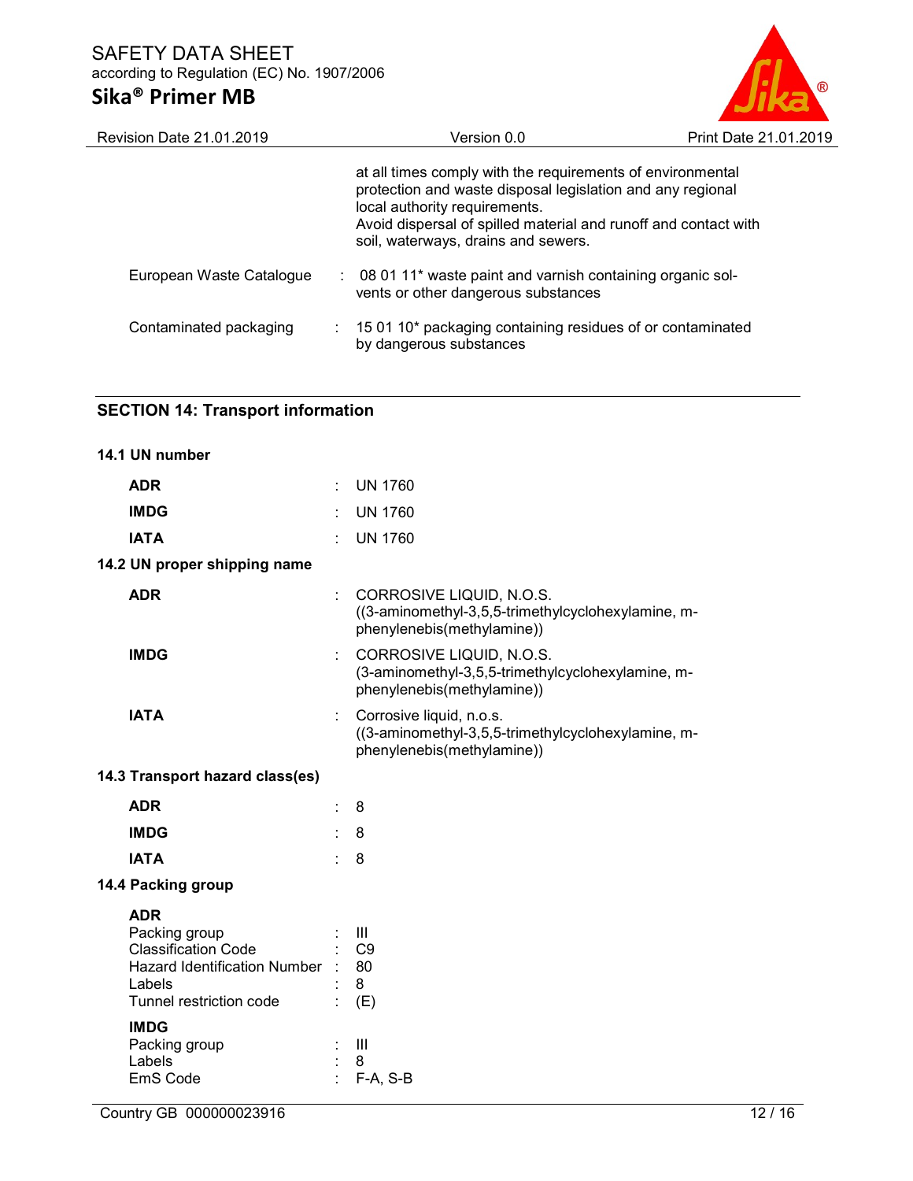at all times comply with the requirements of environmental protection and waste disposal legislation and any regional local authority requirements.
Avoid dispersal of spilled material and runoff and contact with soil, waterways, drains and sewers.

European Waste Catalogue : 08 01 11* waste paint and varnish containing organic solvents or other dangerous substances

Contaminated packaging : 15 01 10* packaging containing residues of or contaminated by dangerous substances

## SECTION 14: Transport information

### 14.1 UN number

**ADR** : UN 1760

**IMDG** : UN 1760

**IATA** : UN 1760

### 14.2 UN proper shipping name

**ADR** : CORROSIVE LIQUID, N.O.S. ((3-aminomethyl-3,5,5-trimethylcyclohexylamine, m-phenylenebis(methylamine))

**IMDG** : CORROSIVE LIQUID, N.O.S. (3-aminomethyl-3,5,5-trimethylcyclohexylamine, m-phenylenebis(methylamine))

**IATA** : Corrosive liquid, n.o.s. ((3-aminomethyl-3,5,5-trimethylcyclohexylamine, m-phenylenebis(methylamine))

### 14.3 Transport hazard class(es)

**ADR** : 8

**IMDG** : 8

**IATA** : 8

### 14.4 Packing group

**ADR**

Packing group : III
Classification Code : C9
Hazard Identification Number : 80
Labels : 8
Tunnel restriction code : (E)

**IMDG**

Packing group : III
Labels : 8
EmS Code : F-A, S-B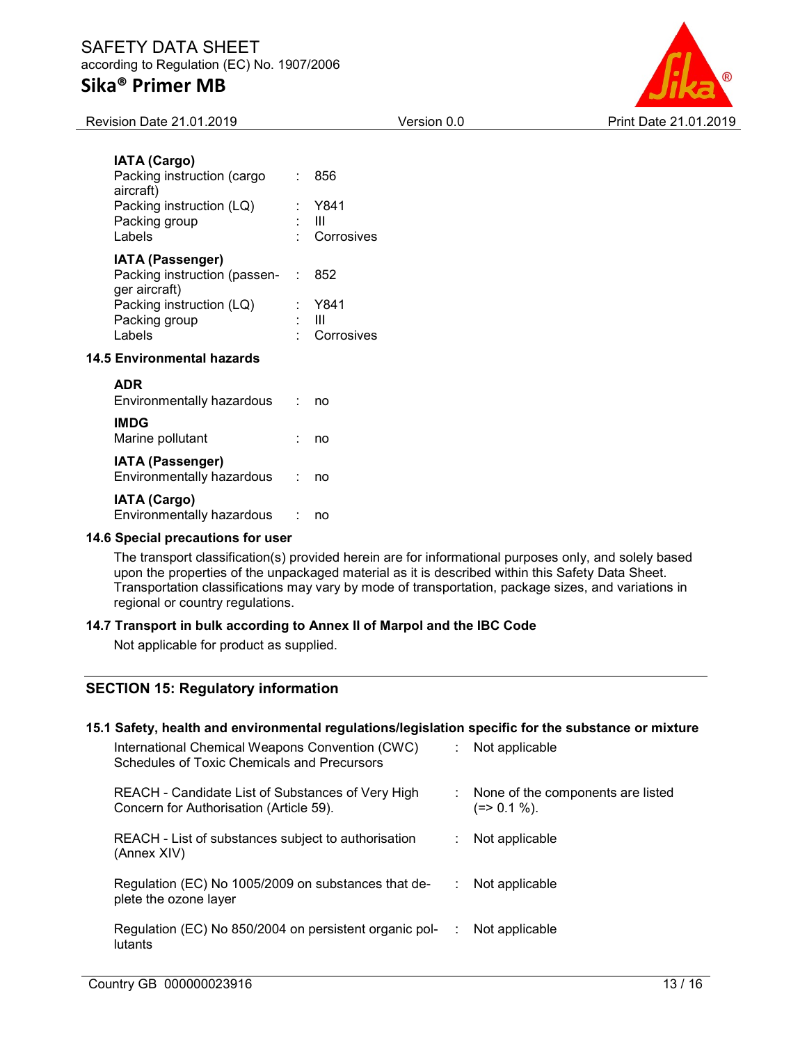**IATA (Cargo)**

| | | |
|---|---|---|
| Packing instruction (cargo aircraft) | : | 856 |
| Packing instruction (LQ) | : | Y841 |
| Packing group | : | III |
| Labels | : | Corrosives |

**IATA (Passenger)**

| | | |
|---|---|---|
| Packing instruction (passenger aircraft) | : | 852 |
| Packing instruction (LQ) | : | Y841 |
| Packing group | : | III |
| Labels | : | Corrosives |

### 14.5 Environmental hazards

**ADR**

Environmentally hazardous : no

**IMDG**

Marine pollutant : no

**IATA (Passenger)**

Environmentally hazardous : no

**IATA (Cargo)**

Environmentally hazardous : no

### 14.6 Special precautions for user

The transport classification(s) provided herein are for informational purposes only, and solely based upon the properties of the unpackaged material as it is described within this Safety Data Sheet. Transportation classifications may vary by mode of transportation, package sizes, and variations in regional or country regulations.

### 14.7 Transport in bulk according to Annex II of Marpol and the IBC Code

Not applicable for product as supplied.

## SECTION 15: Regulatory information

### 15.1 Safety, health and environmental regulations/legislation specific for the substance or mixture

| | | |
|---|---|---|
| International Chemical Weapons Convention (CWC) Schedules of Toxic Chemicals and Precursors | : | Not applicable |
| REACH - Candidate List of Substances of Very High Concern for Authorisation (Article 59). | : | None of the components are listed (=> 0.1 %). |
| REACH - List of substances subject to authorisation (Annex XIV) | : | Not applicable |
| Regulation (EC) No 1005/2009 on substances that deplete the ozone layer | : | Not applicable |
| Regulation (EC) No 850/2004 on persistent organic pollutants | : | Not applicable |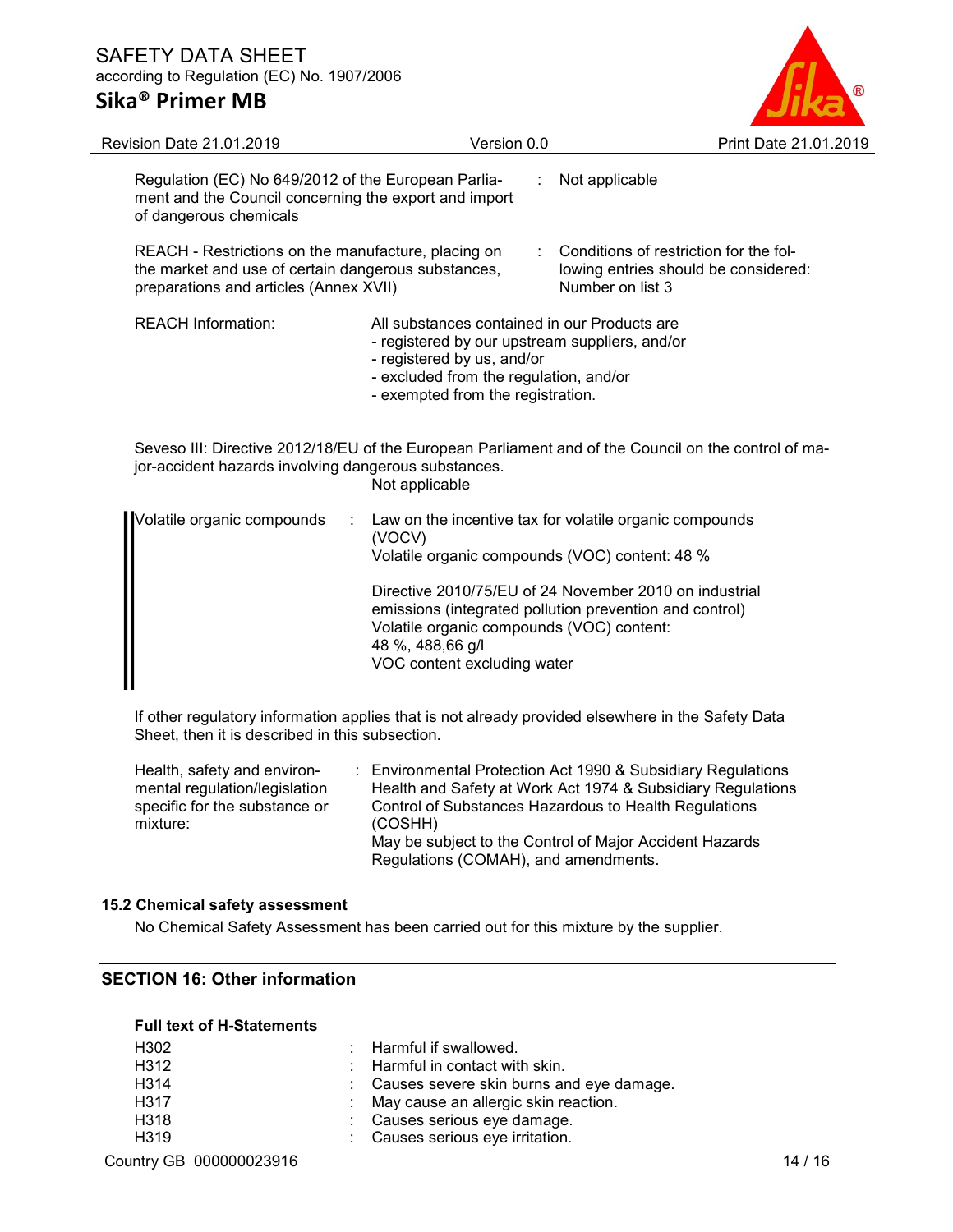Regulation (EC) No 649/2012 of the European Parliament and the Council concerning the export and import of dangerous chemicals : Not applicable

REACH - Restrictions on the manufacture, placing on the market and use of certain dangerous substances, preparations and articles (Annex XVII) : Conditions of restriction for the following entries should be considered: Number on list 3

REACH Information: All substances contained in our Products are
- registered by our upstream suppliers, and/or
- registered by us, and/or
- excluded from the regulation, and/or
- exempted from the registration.

Seveso III: Directive 2012/18/EU of the European Parliament and of the Council on the control of major-accident hazards involving dangerous substances.
Not applicable

Volatile organic compounds : Law on the incentive tax for volatile organic compounds (VOCV)
Volatile organic compounds (VOC) content: 48 %

Directive 2010/75/EU of 24 November 2010 on industrial emissions (integrated pollution prevention and control)
Volatile organic compounds (VOC) content:
48 %, 488,66 g/l
VOC content excluding water

If other regulatory information applies that is not already provided elsewhere in the Safety Data Sheet, then it is described in this subsection.

Health, safety and environmental regulation/legislation specific for the substance or mixture: : Environmental Protection Act 1990 & Subsidiary Regulations
Health and Safety at Work Act 1974 & Subsidiary Regulations
Control of Substances Hazardous to Health Regulations (COSHH)
May be subject to the Control of Major Accident Hazards Regulations (COMAH), and amendments.

### 15.2 Chemical safety assessment

No Chemical Safety Assessment has been carried out for this mixture by the supplier.

## SECTION 16: Other information

**Full text of H-Statements**

| | |
|---|---|
| H302 | Harmful if swallowed. |
| H312 | Harmful in contact with skin. |
| H314 | Causes severe skin burns and eye damage. |
| H317 | May cause an allergic skin reaction. |
| H318 | Causes serious eye damage. |
| H319 | Causes serious eye irritation. |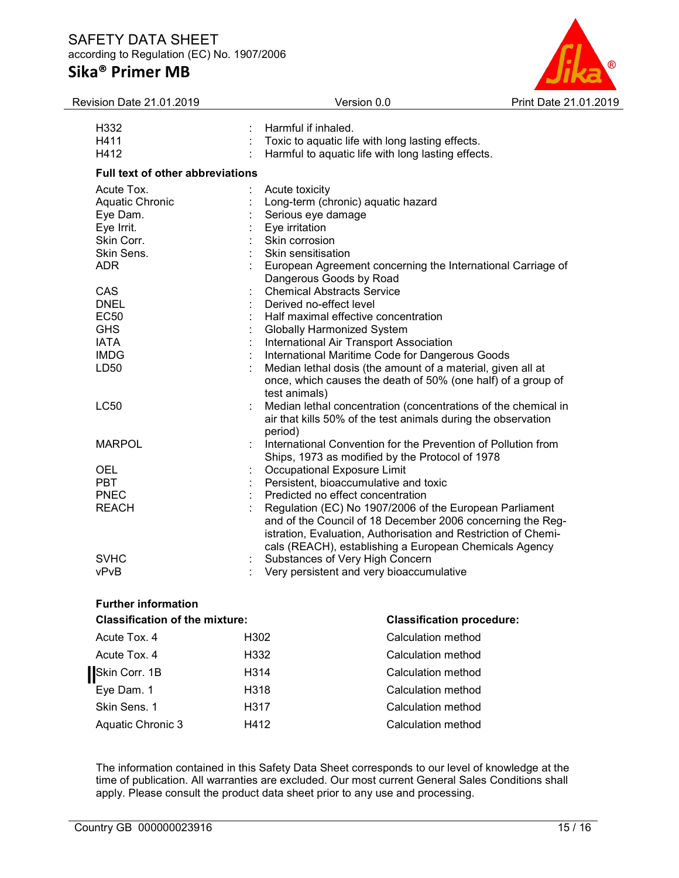| | | |
|---|---|---|
| H332 | : | Harmful if inhaled. |
| H411 | : | Toxic to aquatic life with long lasting effects. |
| H412 | : | Harmful to aquatic life with long lasting effects. |

**Full text of other abbreviations**

| | | |
|---|---|---|
| Acute Tox. | : | Acute toxicity |
| Aquatic Chronic | : | Long-term (chronic) aquatic hazard |
| Eye Dam. | : | Serious eye damage |
| Eye Irrit. | : | Eye irritation |
| Skin Corr. | : | Skin corrosion |
| Skin Sens. | : | Skin sensitisation |
| ADR | : | European Agreement concerning the International Carriage of Dangerous Goods by Road |
| CAS | : | Chemical Abstracts Service |
| DNEL | : | Derived no-effect level |
| EC50 | : | Half maximal effective concentration |
| GHS | : | Globally Harmonized System |
| IATA | : | International Air Transport Association |
| IMDG | : | International Maritime Code for Dangerous Goods |
| LD50 | : | Median lethal dosis (the amount of a material, given all at once, which causes the death of 50% (one half) of a group of test animals) |
| LC50 | : | Median lethal concentration (concentrations of the chemical in air that kills 50% of the test animals during the observation period) |
| MARPOL | : | International Convention for the Prevention of Pollution from Ships, 1973 as modified by the Protocol of 1978 |
| OEL | : | Occupational Exposure Limit |
| PBT | : | Persistent, bioaccumulative and toxic |
| PNEC | : | Predicted no effect concentration |
| REACH | : | Regulation (EC) No 1907/2006 of the European Parliament and of the Council of 18 December 2006 concerning the Registration, Evaluation, Authorisation and Restriction of Chemicals (REACH), establishing a European Chemicals Agency |
| SVHC | : | Substances of Very High Concern |
| vPvB | : | Very persistent and very bioaccumulative |

**Further information**

| Classification of the mixture: | | Classification procedure: |
|---|---|---|
| Acute Tox. 4 | H302 | Calculation method |
| Acute Tox. 4 | H332 | Calculation method |
| Skin Corr. 1B | H314 | Calculation method |
| Eye Dam. 1 | H318 | Calculation method |
| Skin Sens. 1 | H317 | Calculation method |
| Aquatic Chronic 3 | H412 | Calculation method |

The information contained in this Safety Data Sheet corresponds to our level of knowledge at the time of publication. All warranties are excluded. Our most current General Sales Conditions shall apply. Please consult the product data sheet prior to any use and processing.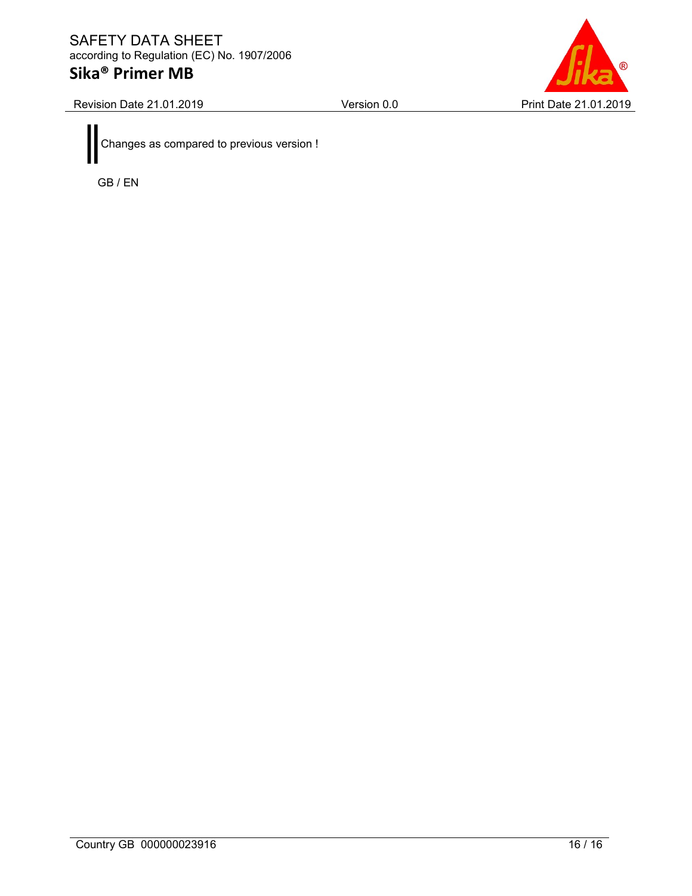Changes as compared to previous version !

GB / EN